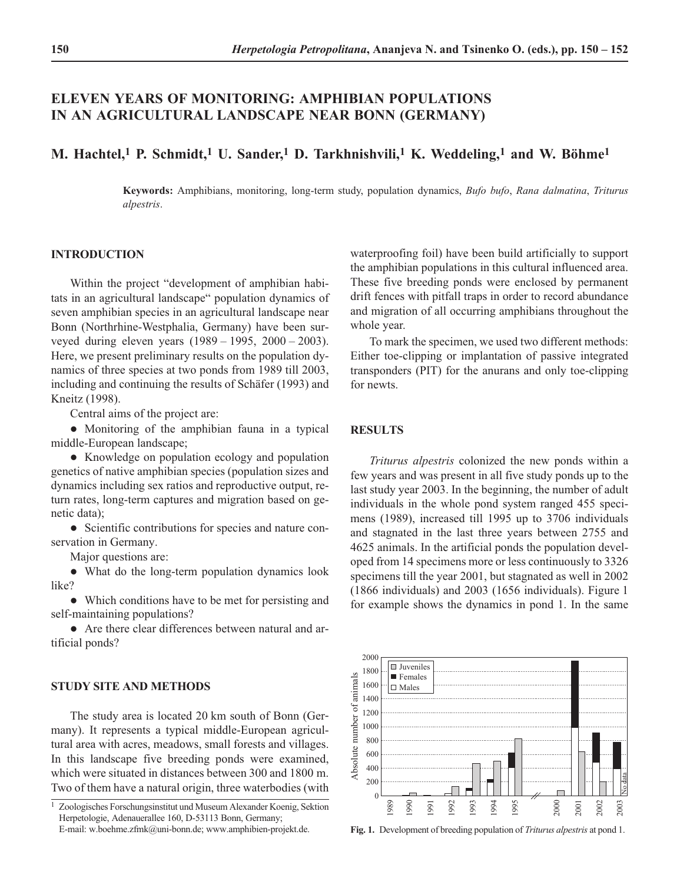# ELEVEN YEARS OF MONITORING: AMPHIBIAN POPULATIONS IN AN AGRICULTURAL LANDSCAPE NEAR BONN (GERMANY)

## M. Hachtel,[1] P. Schmidt,[1] U. Sander,[1] D. Tarkhnishvili,[1] K. Weddeling,[1] and W. Böhme[1]

**Keywords:** Amphibians, monitoring, long-term study, population dynamics, *Bufo bufo*, *Rana dalmatina*, *Triturus alpestris*.

### INTRODUCTION

Within the project "development of amphibian habitats in an agricultural landscape" population dynamics of seven amphibian species in an agricultural landscape near Bonn (Northrhine-Westphalia, Germany) have been surveyed during eleven years (1989 – 1995, 2000 – 2003). Here, we present preliminary results on the population dynamics of three species at two ponds from 1989 till 2003, including and continuing the results of Schäfer (1993) and Kneitz (1998).

Central aims of the project are:

- Monitoring of the amphibian fauna in a typical middle-European landscape;
- Knowledge on population ecology and population genetics of native amphibian species (population sizes and dynamics including sex ratios and reproductive output, return rates, long-term captures and migration based on genetic data);
- Scientific contributions for species and nature conservation in Germany.

Major questions are:

- What do the long-term population dynamics look like?
- Which conditions have to be met for persisting and self-maintaining populations?
- Are there clear differences between natural and artificial ponds?

### STUDY SITE AND METHODS

The study area is located 20 km south of Bonn (Germany). It represents a typical middle-European agricultural area with acres, meadows, small forests and villages. In this landscape five breeding ponds were examined, which were situated in distances between 300 and 1800 m. Two of them have a natural origin, three waterbodies (with waterproofing foil) have been build artificially to support the amphibian populations in this cultural influenced area. These five breeding ponds were enclosed by permanent drift fences with pitfall traps in order to record abundance and migration of all occurring amphibians throughout the whole year.

To mark the specimen, we used two different methods: Either toe-clipping or implantation of passive integrated transponders (PIT) for the anurans and only toe-clipping for newts.

### RESULTS

*Triturus alpestris* colonized the new ponds within a few years and was present in all five study ponds up to the last study year 2003. In the beginning, the number of adult individuals in the whole pond system ranged 455 specimens (1989), increased till 1995 up to 3706 individuals and stagnated in the last three years between 2755 and 4625 animals. In the artificial ponds the population developed from 14 specimens more or less continuously to 3326 specimens till the year 2001, but stagnated as well in 2002 (1866 individuals) and 2003 (1656 individuals). Figure 1 for example shows the dynamics in pond 1. In the same

**Fig. 1.** Development of breeding population of *Triturus alpestris* at pond 1.

[1] Zoologisches Forschungsinstitut und Museum Alexander Koenig, Sektion Herpetologie, Adenauerallee 160, D-53113 Bonn, Germany; E-mail: w.boehme.zfmk@uni-bonn.de; www.amphibien-projekt.de.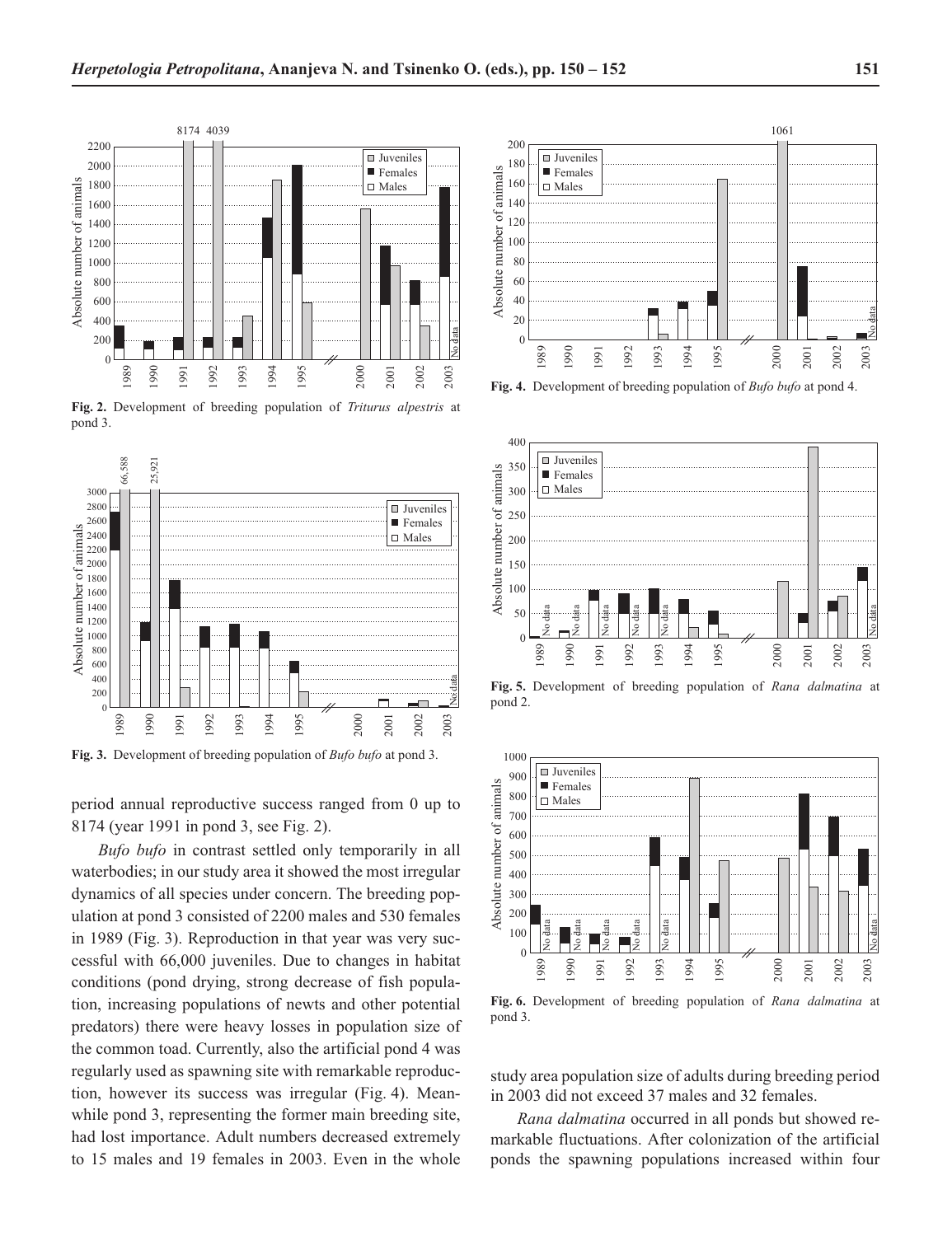Fig. 2. Development of breeding population of *Triturus alpestris* at pond 3.

Fig. 3. Development of breeding population of *Bufo bufo* at pond 3.

period annual reproductive success ranged from 0 up to 8174 (year 1991 in pond 3, see Fig. 2).

*Bufo bufo* in contrast settled only temporarily in all waterbodies; in our study area it showed the most irregular dynamics of all species under concern. The breeding population at pond 3 consisted of 2200 males and 530 females in 1989 (Fig. 3). Reproduction in that year was very successful with 66,000 juveniles. Due to changes in habitat conditions (pond drying, strong decrease of fish population, increasing populations of newts and other potential predators) there were heavy losses in population size of the common toad. Currently, also the artificial pond 4 was regularly used as spawning site with remarkable reproduction, however its success was irregular (Fig. 4). Meanwhile pond 3, representing the former main breeding site, had lost importance. Adult numbers decreased extremely to 15 males and 19 females in 2003. Even in the whole study area population size of adults during breeding period in 2003 did not exceed 37 males and 32 females.

Fig. 4. Development of breeding population of *Bufo bufo* at pond 4.

Fig. 5. Development of breeding population of *Rana dalmatina* at pond 2.

Fig. 6. Development of breeding population of *Rana dalmatina* at pond 3.

*Rana dalmatina* occurred in all ponds but showed remarkable fluctuations. After colonization of the artificial ponds the spawning populations increased within four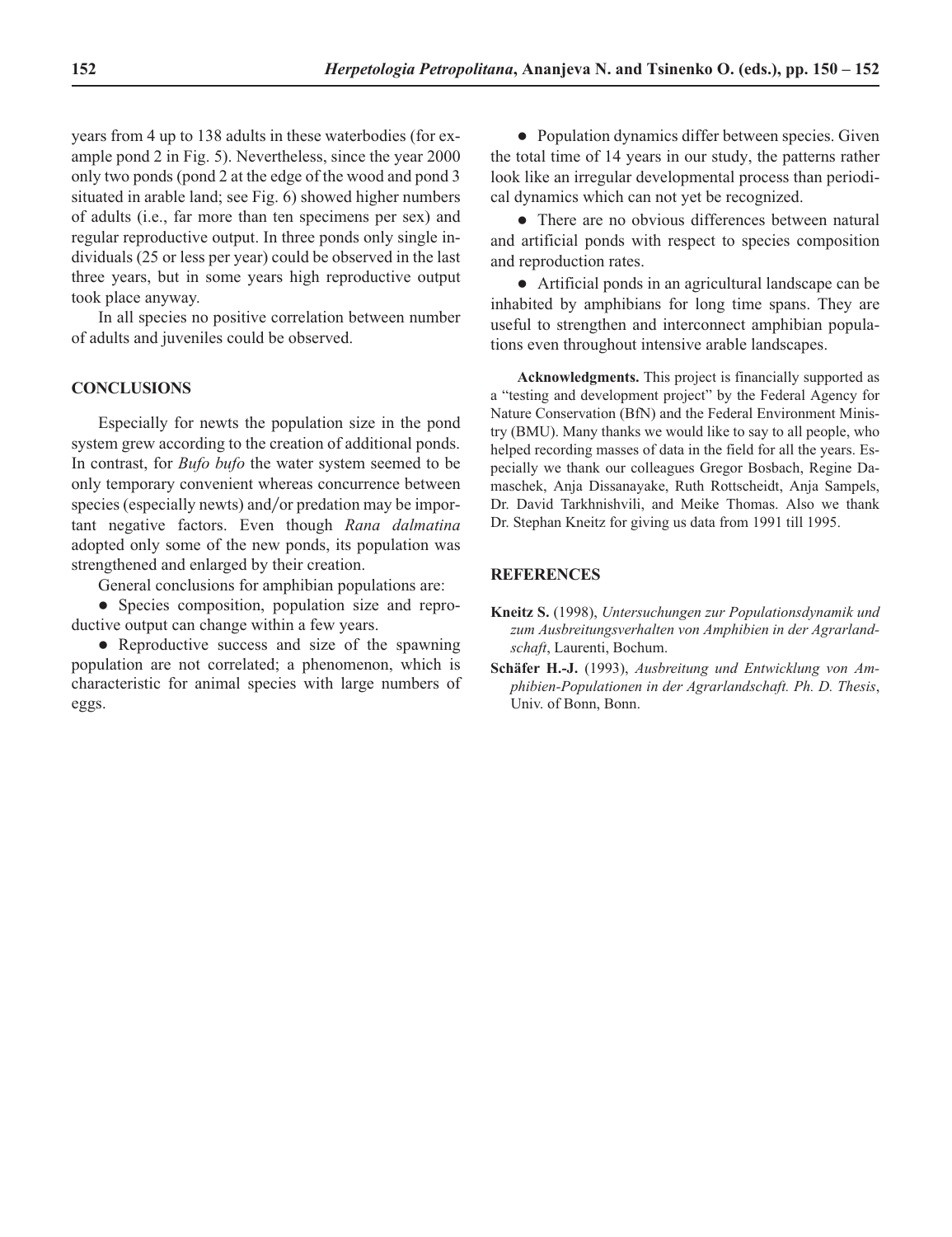years from 4 up to 138 adults in these waterbodies (for example pond 2 in Fig. 5). Nevertheless, since the year 2000 only two ponds (pond 2 at the edge of the wood and pond 3 situated in arable land; see Fig. 6) showed higher numbers of adults (i.e., far more than ten specimens per sex) and regular reproductive output. In three ponds only single individuals (25 or less per year) could be observed in the last three years, but in some years high reproductive output took place anyway.

In all species no positive correlation between number of adults and juveniles could be observed.

## CONCLUSIONS

Especially for newts the population size in the pond system grew according to the creation of additional ponds. In contrast, for *Bufo bufo* the water system seemed to be only temporary convenient whereas concurrence between species (especially newts) and/or predation may be important negative factors. Even though *Rana dalmatina* adopted only some of the new ponds, its population was strengthened and enlarged by their creation.

General conclusions for amphibian populations are:

- Species composition, population size and reproductive output can change within a few years.
- Reproductive success and size of the spawning population are not correlated; a phenomenon, which is characteristic for animal species with large numbers of eggs.
- Population dynamics differ between species. Given the total time of 14 years in our study, the patterns rather look like an irregular developmental process than periodical dynamics which can not yet be recognized.
- There are no obvious differences between natural and artificial ponds with respect to species composition and reproduction rates.
- Artificial ponds in an agricultural landscape can be inhabited by amphibians for long time spans. They are useful to strengthen and interconnect amphibian populations even throughout intensive arable landscapes.

**Acknowledgments.** This project is financially supported as a "testing and development project" by the Federal Agency for Nature Conservation (BfN) and the Federal Environment Ministry (BMU). Many thanks we would like to say to all people, who helped recording masses of data in the field for all the years. Especially we thank our colleagues Gregor Bosbach, Regine Damaschek, Anja Dissanayake, Ruth Rottscheidt, Anja Sampels, Dr. David Tarkhnishvili, and Meike Thomas. Also we thank Dr. Stephan Kneitz for giving us data from 1991 till 1995.

## REFERENCES

**Kneitz S.** (1998), *Untersuchungen zur Populationsdynamik und zum Ausbreitungsverhalten von Amphibien in der Agrarlandschaft*, Laurenti, Bochum.

**Schäfer H.-J.** (1993), *Ausbreitung und Entwicklung von Amphibien-Populationen in der Agrarlandschaft. Ph. D. Thesis*, Univ. of Bonn, Bonn.